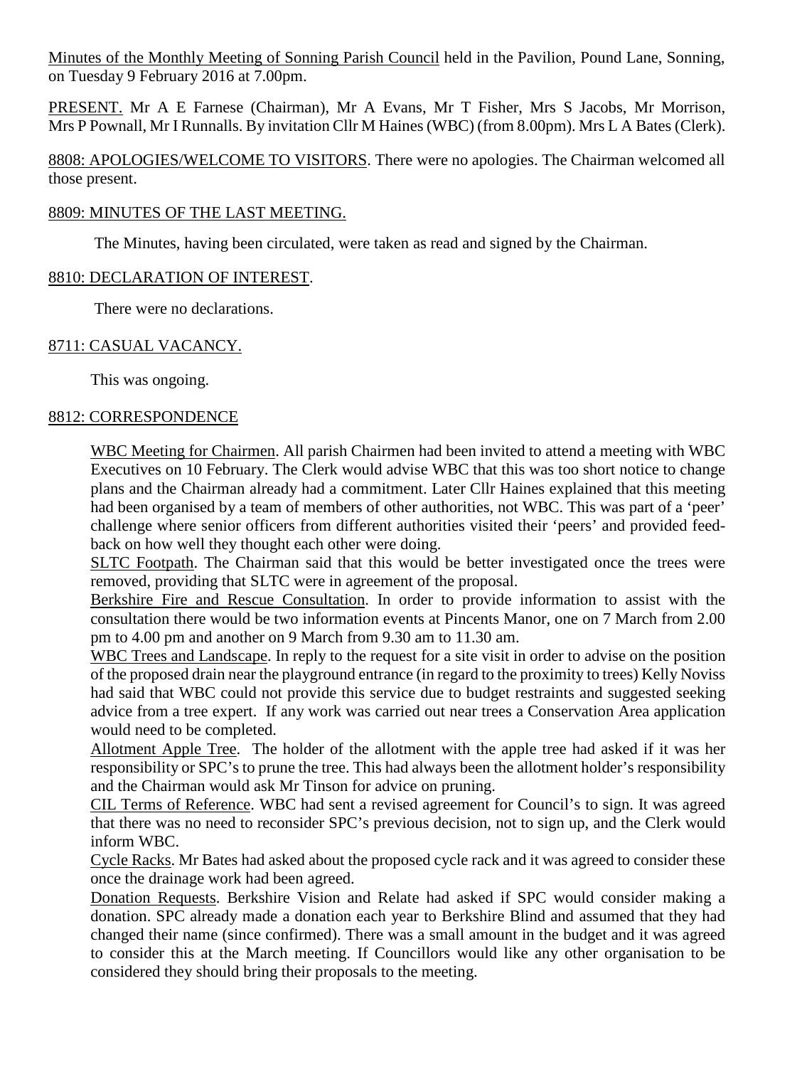Minutes of the Monthly Meeting of Sonning Parish Council held in the Pavilion, Pound Lane, Sonning, on Tuesday 9 February 2016 at 7.00pm.

PRESENT. Mr A E Farnese (Chairman), Mr A Evans, Mr T Fisher, Mrs S Jacobs, Mr Morrison, Mrs P Pownall, Mr I Runnalls. By invitation Cllr M Haines (WBC) (from 8.00pm). Mrs L A Bates (Clerk).

8808: APOLOGIES/WELCOME TO VISITORS. There were no apologies. The Chairman welcomed all those present.

8809: MINUTES OF THE LAST MEETING.

The Minutes, having been circulated, were taken as read and signed by the Chairman.

8810: DECLARATION OF INTEREST.

There were no declarations.

8711: CASUAL VACANCY.

This was ongoing.

8812: CORRESPONDENCE

WBC Meeting for Chairmen. All parish Chairmen had been invited to attend a meeting with WBC Executives on 10 February. The Clerk would advise WBC that this was too short notice to change plans and the Chairman already had a commitment. Later Cllr Haines explained that this meeting had been organised by a team of members of other authorities, not WBC. This was part of a 'peer' challenge where senior officers from different authorities visited their 'peers' and provided feed-back on how well they thought each other were doing.

SLTC Footpath. The Chairman said that this would be better investigated once the trees were removed, providing that SLTC were in agreement of the proposal.

Berkshire Fire and Rescue Consultation. In order to provide information to assist with the consultation there would be two information events at Pincents Manor, one on 7 March from 2.00 pm to 4.00 pm and another on 9 March from 9.30 am to 11.30 am.

WBC Trees and Landscape. In reply to the request for a site visit in order to advise on the position of the proposed drain near the playground entrance (in regard to the proximity to trees) Kelly Noviss had said that WBC could not provide this service due to budget restraints and suggested seeking advice from a tree expert. If any work was carried out near trees a Conservation Area application would need to be completed.

Allotment Apple Tree. The holder of the allotment with the apple tree had asked if it was her responsibility or SPC's to prune the tree. This had always been the allotment holder's responsibility and the Chairman would ask Mr Tinson for advice on pruning.

CIL Terms of Reference. WBC had sent a revised agreement for Council's to sign. It was agreed that there was no need to reconsider SPC's previous decision, not to sign up, and the Clerk would inform WBC.

Cycle Racks. Mr Bates had asked about the proposed cycle rack and it was agreed to consider these once the drainage work had been agreed.

Donation Requests. Berkshire Vision and Relate had asked if SPC would consider making a donation. SPC already made a donation each year to Berkshire Blind and assumed that they had changed their name (since confirmed). There was a small amount in the budget and it was agreed to consider this at the March meeting. If Councillors would like any other organisation to be considered they should bring their proposals to the meeting.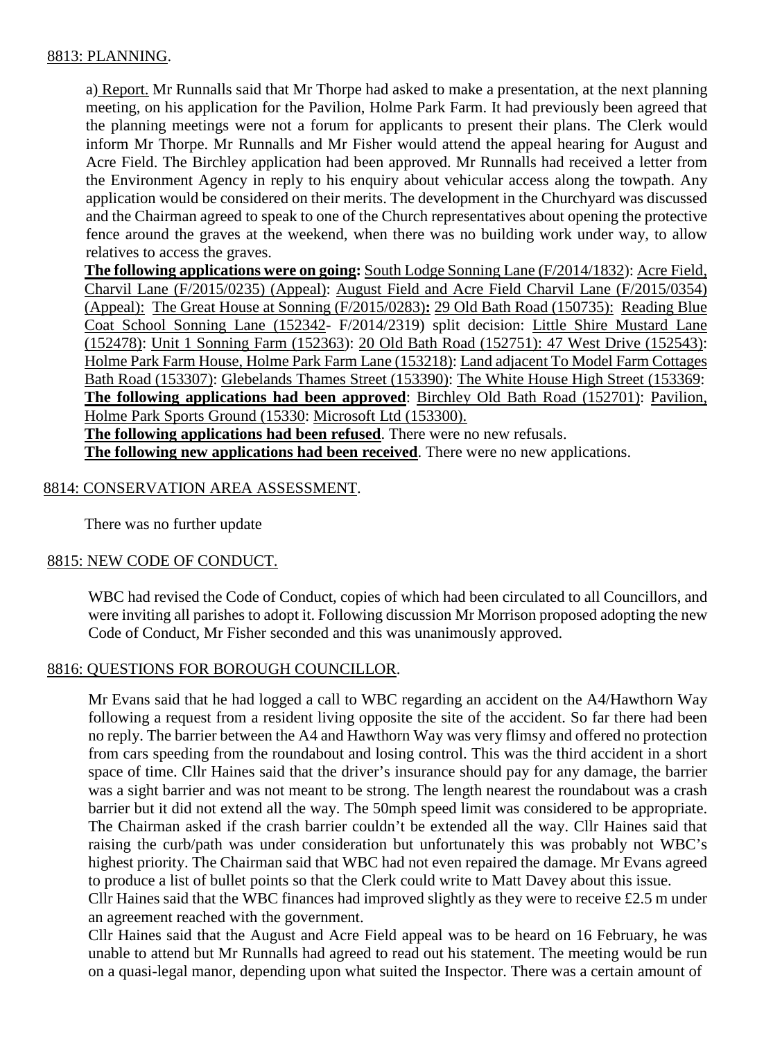8813: PLANNING.

a) Report. Mr Runnalls said that Mr Thorpe had asked to make a presentation, at the next planning meeting, on his application for the Pavilion, Holme Park Farm. It had previously been agreed that the planning meetings were not a forum for applicants to present their plans. The Clerk would inform Mr Thorpe. Mr Runnalls and Mr Fisher would attend the appeal hearing for August and Acre Field. The Birchley application had been approved. Mr Runnalls had received a letter from the Environment Agency in reply to his enquiry about vehicular access along the towpath. Any application would be considered on their merits. The development in the Churchyard was discussed and the Chairman agreed to speak to one of the Church representatives about opening the protective fence around the graves at the weekend, when there was no building work under way, to allow relatives to access the graves.

**The following applications were on going:** South Lodge Sonning Lane (F/2014/1832): Acre Field, Charvil Lane (F/2015/0235) (Appeal): August Field and Acre Field Charvil Lane (F/2015/0354) (Appeal): The Great House at Sonning (F/2015/0283)**:** 29 Old Bath Road (150735): Reading Blue Coat School Sonning Lane (152342- F/2014/2319) split decision: Little Shire Mustard Lane (152478): Unit 1 Sonning Farm (152363): 20 Old Bath Road (152751): 47 West Drive (152543): Holme Park Farm House, Holme Park Farm Lane (153218): Land adjacent To Model Farm Cottages Bath Road (153307): Glebelands Thames Street (153390): The White House High Street (153369:
**The following applications had been approved**: Birchley Old Bath Road (152701): Pavilion, Holme Park Sports Ground (15330: Microsoft Ltd (153300).

**The following applications had been refused**. There were no new refusals.

**The following new applications had been received**. There were no new applications.

8814: CONSERVATION AREA ASSESSMENT.

There was no further update

8815: NEW CODE OF CONDUCT.

WBC had revised the Code of Conduct, copies of which had been circulated to all Councillors, and were inviting all parishes to adopt it. Following discussion Mr Morrison proposed adopting the new Code of Conduct, Mr Fisher seconded and this was unanimously approved.

8816: QUESTIONS FOR BOROUGH COUNCILLOR.

Mr Evans said that he had logged a call to WBC regarding an accident on the A4/Hawthorn Way following a request from a resident living opposite the site of the accident. So far there had been no reply. The barrier between the A4 and Hawthorn Way was very flimsy and offered no protection from cars speeding from the roundabout and losing control. This was the third accident in a short space of time. Cllr Haines said that the driver's insurance should pay for any damage, the barrier was a sight barrier and was not meant to be strong. The length nearest the roundabout was a crash barrier but it did not extend all the way. The 50mph speed limit was considered to be appropriate. The Chairman asked if the crash barrier couldn't be extended all the way. Cllr Haines said that raising the curb/path was under consideration but unfortunately this was probably not WBC's highest priority. The Chairman said that WBC had not even repaired the damage. Mr Evans agreed to produce a list of bullet points so that the Clerk could write to Matt Davey about this issue.

Cllr Haines said that the WBC finances had improved slightly as they were to receive £2.5 m under an agreement reached with the government.

Cllr Haines said that the August and Acre Field appeal was to be heard on 16 February, he was unable to attend but Mr Runnalls had agreed to read out his statement. The meeting would be run on a quasi-legal manor, depending upon what suited the Inspector. There was a certain amount of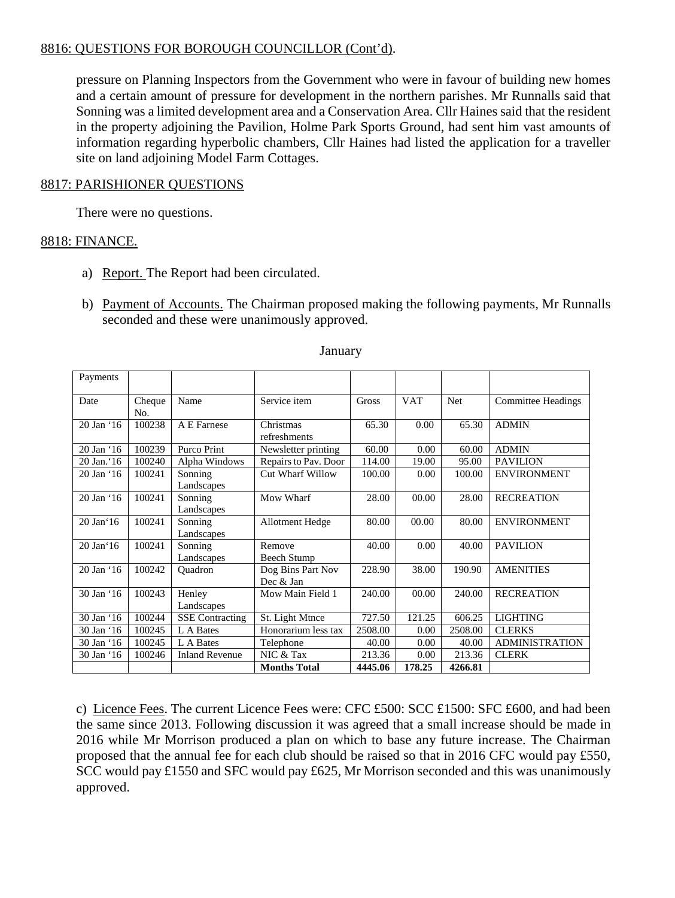8816: QUESTIONS FOR BOROUGH COUNCILLOR (Cont'd).

pressure on Planning Inspectors from the Government who were in favour of building new homes and a certain amount of pressure for development in the northern parishes. Mr Runnalls said that Sonning was a limited development area and a Conservation Area. Cllr Haines said that the resident in the property adjoining the Pavilion, Holme Park Sports Ground, had sent him vast amounts of information regarding hyperbolic chambers, Cllr Haines had listed the application for a traveller site on land adjoining Model Farm Cottages.

8817: PARISHIONER QUESTIONS

There were no questions.

8818: FINANCE.

a) Report. The Report had been circulated.

b) Payment of Accounts. The Chairman proposed making the following payments, Mr Runnalls seconded and these were unanimously approved.

January

| Payments | | | | | | | |
|---|---|---|---|---|---|---|---|
| Date | Cheque No. | Name | Service item | Gross | VAT | Net | Committee Headings |
| 20 Jan '16 | 100238 | A E Farnese | Christmas refreshments | 65.30 | 0.00 | 65.30 | ADMIN |
| 20 Jan '16 | 100239 | Purco Print | Newsletter printing | 60.00 | 0.00 | 60.00 | ADMIN |
| 20 Jan.'16 | 100240 | Alpha Windows | Repairs to Pav. Door | 114.00 | 19.00 | 95.00 | PAVILION |
| 20 Jan '16 | 100241 | Sonning Landscapes | Cut Wharf Willow | 100.00 | 0.00 | 100.00 | ENVIRONMENT |
| 20 Jan '16 | 100241 | Sonning Landscapes | Mow Wharf | 28.00 | 00.00 | 28.00 | RECREATION |
| 20 Jan'16 | 100241 | Sonning Landscapes | Allotment Hedge | 80.00 | 00.00 | 80.00 | ENVIRONMENT |
| 20 Jan'16 | 100241 | Sonning Landscapes | Remove Beech Stump | 40.00 | 0.00 | 40.00 | PAVILION |
| 20 Jan '16 | 100242 | Quadron | Dog Bins Part Nov Dec & Jan | 228.90 | 38.00 | 190.90 | AMENITIES |
| 30 Jan '16 | 100243 | Henley Landscapes | Mow Main Field 1 | 240.00 | 00.00 | 240.00 | RECREATION |
| 30 Jan '16 | 100244 | SSE Contracting | St. Light Mtnce | 727.50 | 121.25 | 606.25 | LIGHTING |
| 30 Jan '16 | 100245 | L A Bates | Honorarium less tax | 2508.00 | 0.00 | 2508.00 | CLERKS |
| 30 Jan '16 | 100245 | L A Bates | Telephone | 40.00 | 0.00 | 40.00 | ADMINISTRATION |
| 30 Jan '16 | 100246 | Inland Revenue | NIC & Tax | 213.36 | 0.00 | 213.36 | CLERK |
| | | | **Months Total** | **4445.06** | **178.25** | **4266.81** | |

c) Licence Fees. The current Licence Fees were: CFC £500: SCC £1500: SFC £600, and had been the same since 2013. Following discussion it was agreed that a small increase should be made in 2016 while Mr Morrison produced a plan on which to base any future increase. The Chairman proposed that the annual fee for each club should be raised so that in 2016 CFC would pay £550, SCC would pay £1550 and SFC would pay £625, Mr Morrison seconded and this was unanimously approved.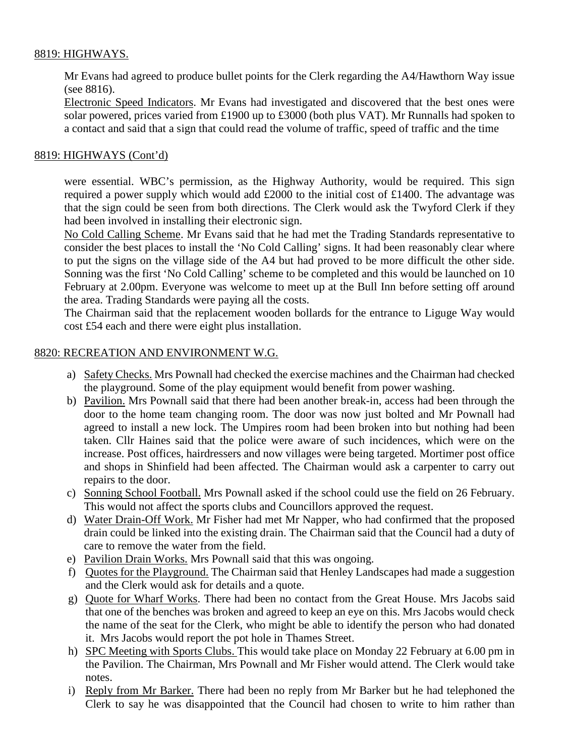8819: HIGHWAYS.

Mr Evans had agreed to produce bullet points for the Clerk regarding the A4/Hawthorn Way issue (see 8816).

Electronic Speed Indicators. Mr Evans had investigated and discovered that the best ones were solar powered, prices varied from £1900 up to £3000 (both plus VAT). Mr Runnalls had spoken to a contact and said that a sign that could read the volume of traffic, speed of traffic and the time

8819: HIGHWAYS (Cont'd)

were essential. WBC's permission, as the Highway Authority, would be required. This sign required a power supply which would add £2000 to the initial cost of £1400. The advantage was that the sign could be seen from both directions. The Clerk would ask the Twyford Clerk if they had been involved in installing their electronic sign.

No Cold Calling Scheme. Mr Evans said that he had met the Trading Standards representative to consider the best places to install the 'No Cold Calling' signs. It had been reasonably clear where to put the signs on the village side of the A4 but had proved to be more difficult the other side. Sonning was the first 'No Cold Calling' scheme to be completed and this would be launched on 10 February at 2.00pm. Everyone was welcome to meet up at the Bull Inn before setting off around the area. Trading Standards were paying all the costs.

The Chairman said that the replacement wooden bollards for the entrance to Liguge Way would cost £54 each and there were eight plus installation.

8820: RECREATION AND ENVIRONMENT W.G.

a) Safety Checks. Mrs Pownall had checked the exercise machines and the Chairman had checked the playground. Some of the play equipment would benefit from power washing.
b) Pavilion. Mrs Pownall said that there had been another break-in, access had been through the door to the home team changing room. The door was now just bolted and Mr Pownall had agreed to install a new lock. The Umpires room had been broken into but nothing had been taken. Cllr Haines said that the police were aware of such incidences, which were on the increase. Post offices, hairdressers and now villages were being targeted. Mortimer post office and shops in Shinfield had been affected. The Chairman would ask a carpenter to carry out repairs to the door.
c) Sonning School Football. Mrs Pownall asked if the school could use the field on 26 February. This would not affect the sports clubs and Councillors approved the request.
d) Water Drain-Off Work. Mr Fisher had met Mr Napper, who had confirmed that the proposed drain could be linked into the existing drain. The Chairman said that the Council had a duty of care to remove the water from the field.
e) Pavilion Drain Works. Mrs Pownall said that this was ongoing.
f) Quotes for the Playground. The Chairman said that Henley Landscapes had made a suggestion and the Clerk would ask for details and a quote.
g) Quote for Wharf Works. There had been no contact from the Great House. Mrs Jacobs said that one of the benches was broken and agreed to keep an eye on this. Mrs Jacobs would check the name of the seat for the Clerk, who might be able to identify the person who had donated it. Mrs Jacobs would report the pot hole in Thames Street.
h) SPC Meeting with Sports Clubs. This would take place on Monday 22 February at 6.00 pm in the Pavilion. The Chairman, Mrs Pownall and Mr Fisher would attend. The Clerk would take notes.
i) Reply from Mr Barker. There had been no reply from Mr Barker but he had telephoned the Clerk to say he was disappointed that the Council had chosen to write to him rather than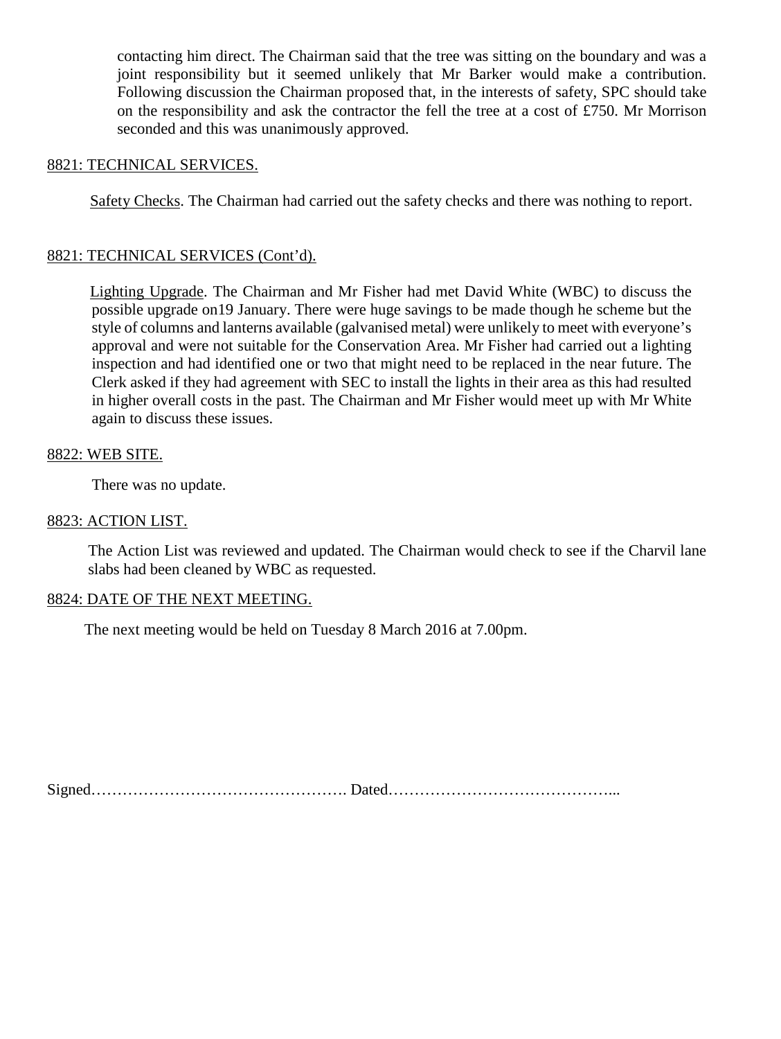contacting him direct. The Chairman said that the tree was sitting on the boundary and was a joint responsibility but it seemed unlikely that Mr Barker would make a contribution. Following discussion the Chairman proposed that, in the interests of safety, SPC should take on the responsibility and ask the contractor the fell the tree at a cost of £750. Mr Morrison seconded and this was unanimously approved.

<u>8821: TECHNICAL SERVICES.</u>

<u>Safety Checks</u>. The Chairman had carried out the safety checks and there was nothing to report.

<u>8821: TECHNICAL SERVICES (Cont'd).</u>

<u>Lighting Upgrade</u>. The Chairman and Mr Fisher had met David White (WBC) to discuss the possible upgrade on19 January. There were huge savings to be made though he scheme but the style of columns and lanterns available (galvanised metal) were unlikely to meet with everyone's approval and were not suitable for the Conservation Area. Mr Fisher had carried out a lighting inspection and had identified one or two that might need to be replaced in the near future. The Clerk asked if they had agreement with SEC to install the lights in their area as this had resulted in higher overall costs in the past. The Chairman and Mr Fisher would meet up with Mr White again to discuss these issues.

<u>8822: WEB SITE.</u>

There was no update.

<u>8823: ACTION LIST.</u>

The Action List was reviewed and updated. The Chairman would check to see if the Charvil lane slabs had been cleaned by WBC as requested.

<u>8824: DATE OF THE NEXT MEETING.</u>

The next meeting would be held on Tuesday 8 March 2016 at 7.00pm.

Signed…………………………………………. Dated……………………………………...